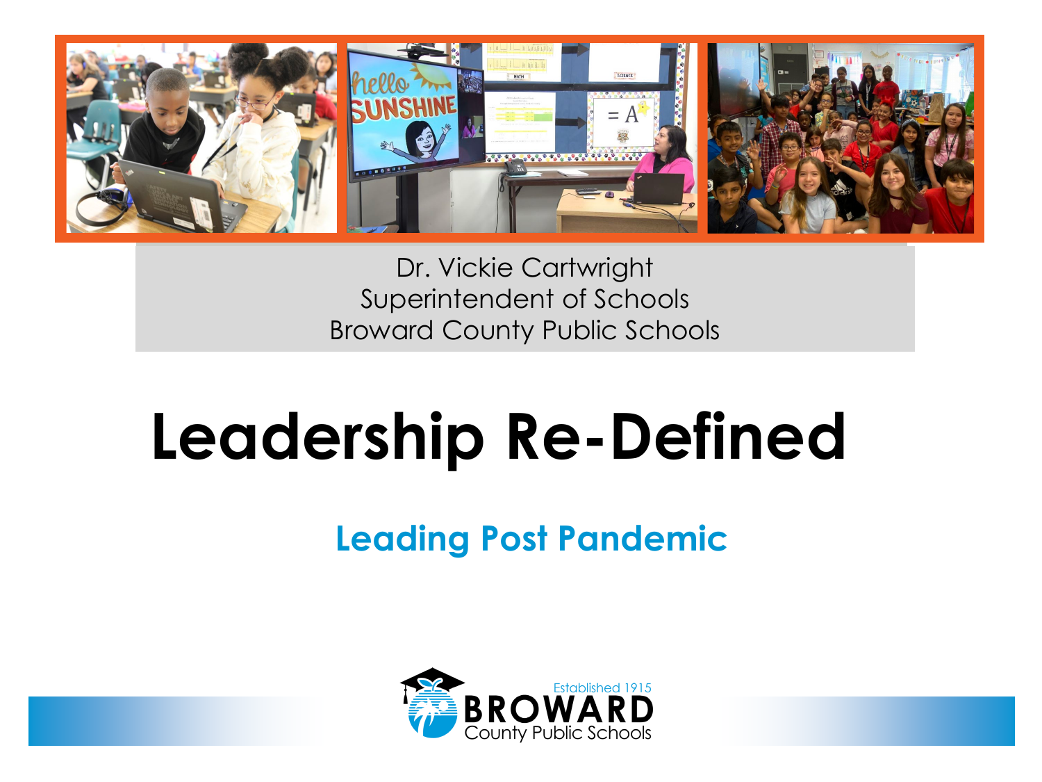Dr. Vickie Cartwright
Superintendent of Schools
Broward County Public Schools

# Leadership Re-Defined

## Leading Post Pandemic

Established 1915
BROWARD
County Public Schools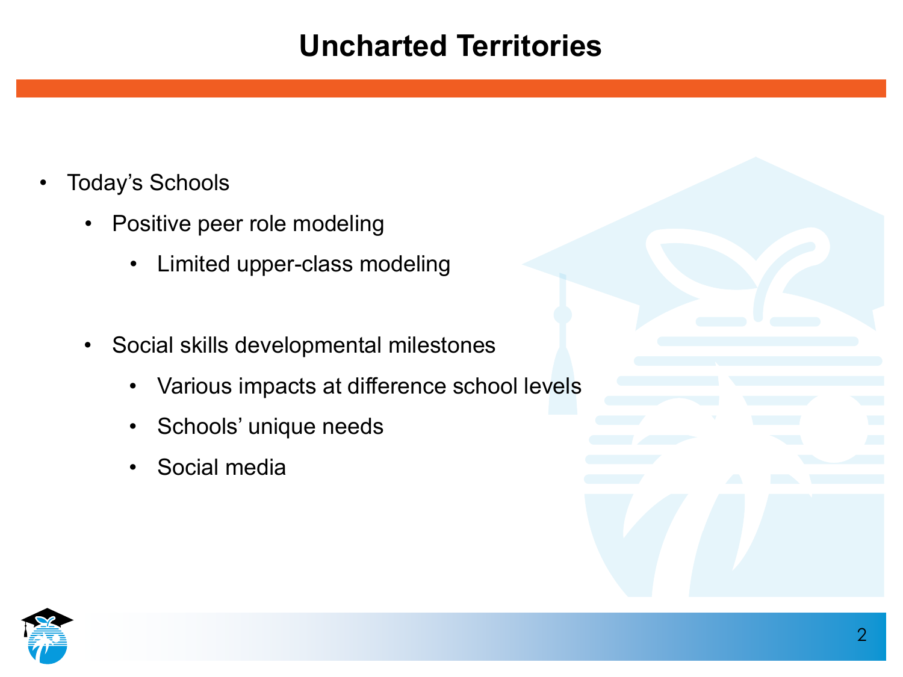# Uncharted Territories

- Today's Schools
  - Positive peer role modeling
    - Limited upper-class modeling

  - Social skills developmental milestones
    - Various impacts at difference school levels
    - Schools' unique needs
    - Social media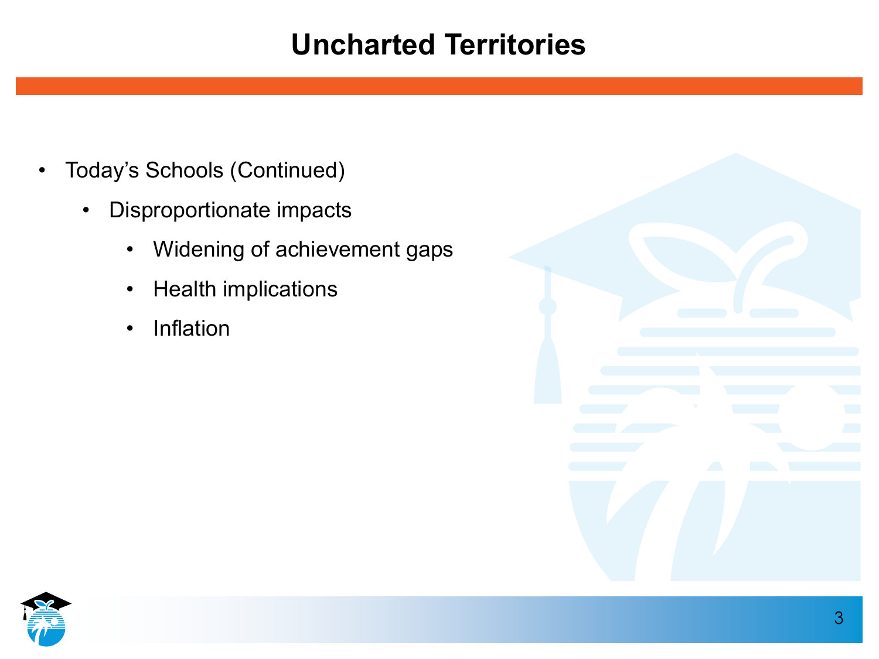# Uncharted Territories

- Today's Schools (Continued)
  - Disproportionate impacts
    - Widening of achievement gaps
    - Health implications
    - Inflation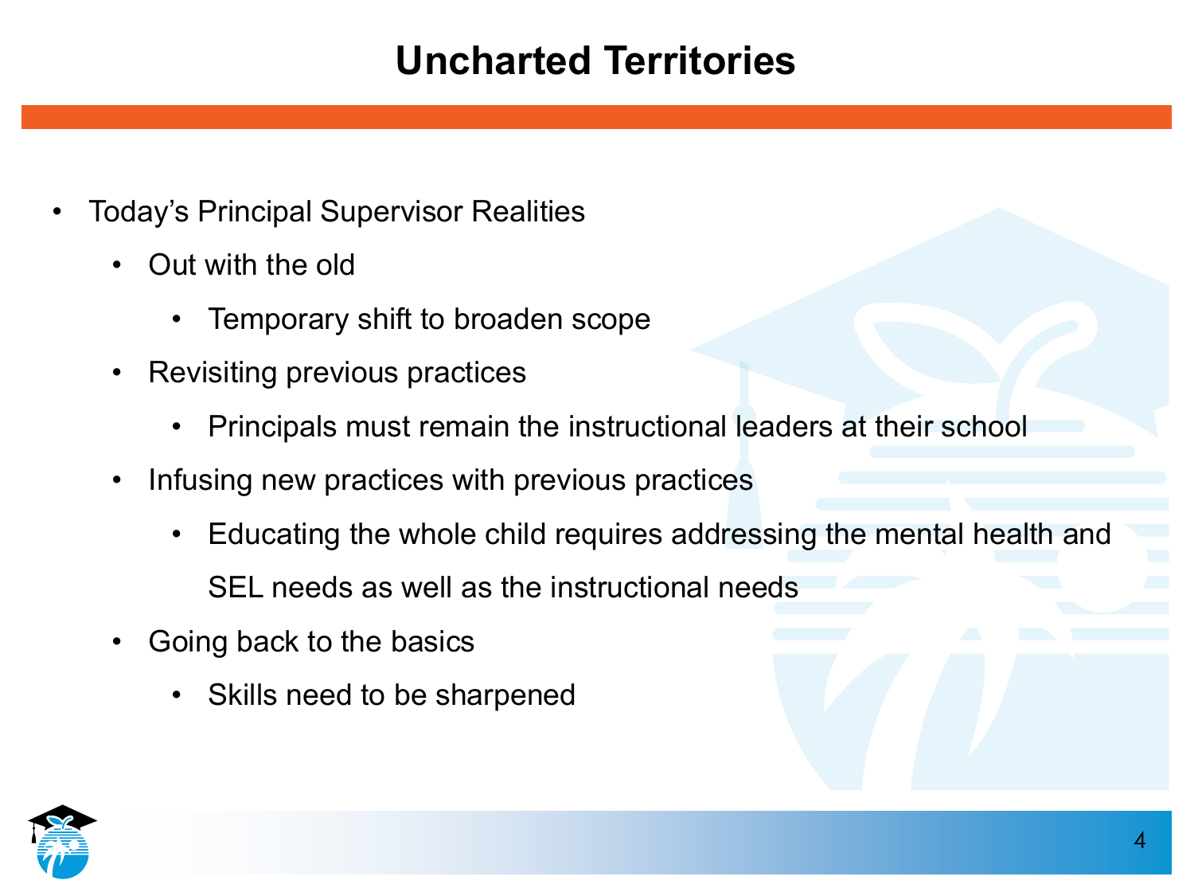# Uncharted Territories

- Today's Principal Supervisor Realities
  - Out with the old
    - Temporary shift to broaden scope
  - Revisiting previous practices
    - Principals must remain the instructional leaders at their school
  - Infusing new practices with previous practices
    - Educating the whole child requires addressing the mental health and SEL needs as well as the instructional needs
  - Going back to the basics
    - Skills need to be sharpened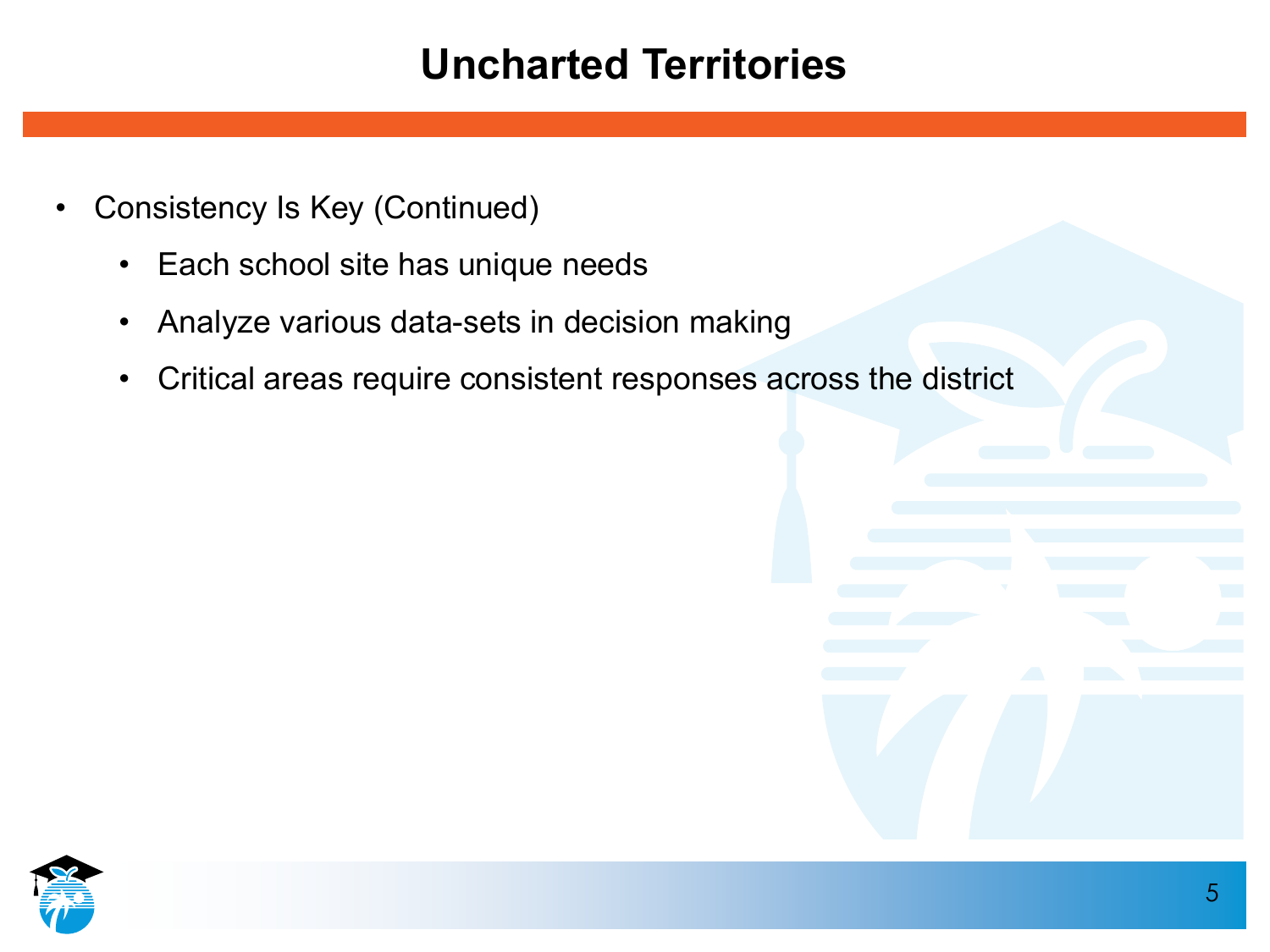# Uncharted Territories

- Consistency Is Key (Continued)
  - Each school site has unique needs
  - Analyze various data-sets in decision making
  - Critical areas require consistent responses across the district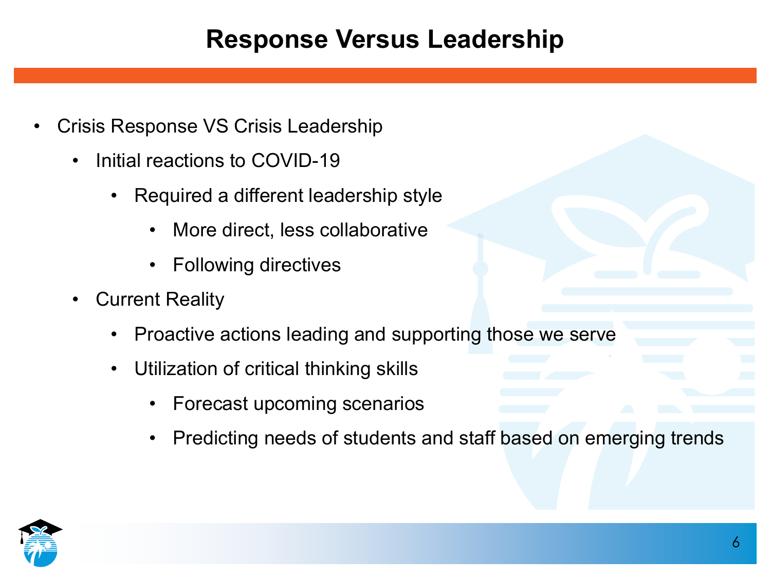# Response Versus Leadership

- Crisis Response VS Crisis Leadership
  - Initial reactions to COVID-19
    - Required a different leadership style
      - More direct, less collaborative
      - Following directives
  - Current Reality
    - Proactive actions leading and supporting those we serve
    - Utilization of critical thinking skills
      - Forecast upcoming scenarios
      - Predicting needs of students and staff based on emerging trends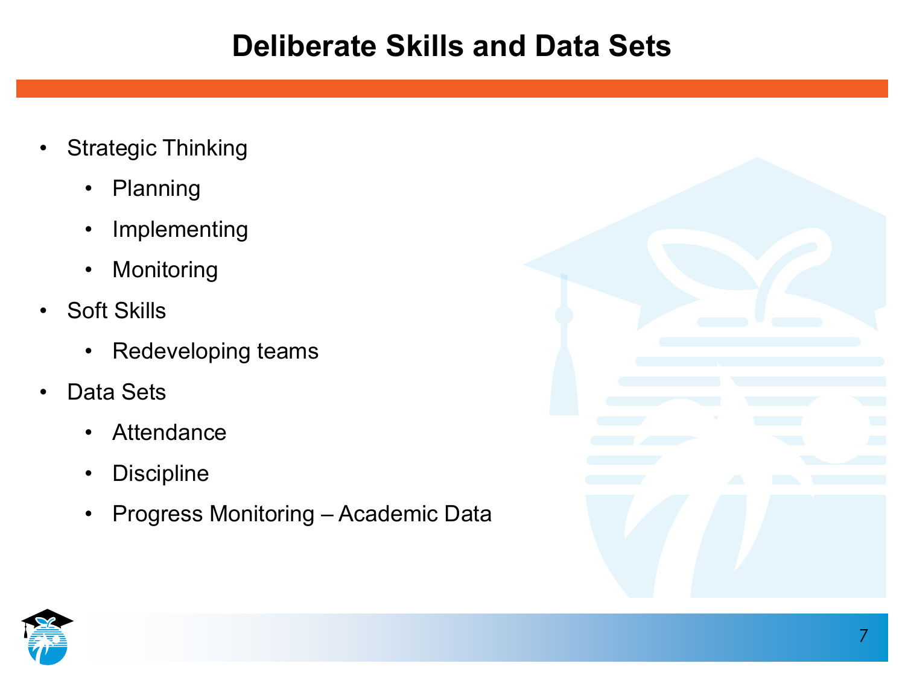# Deliberate Skills and Data Sets

- Strategic Thinking
  - Planning
  - Implementing
  - Monitoring
- Soft Skills
  - Redeveloping teams
- Data Sets
  - Attendance
  - Discipline
  - Progress Monitoring – Academic Data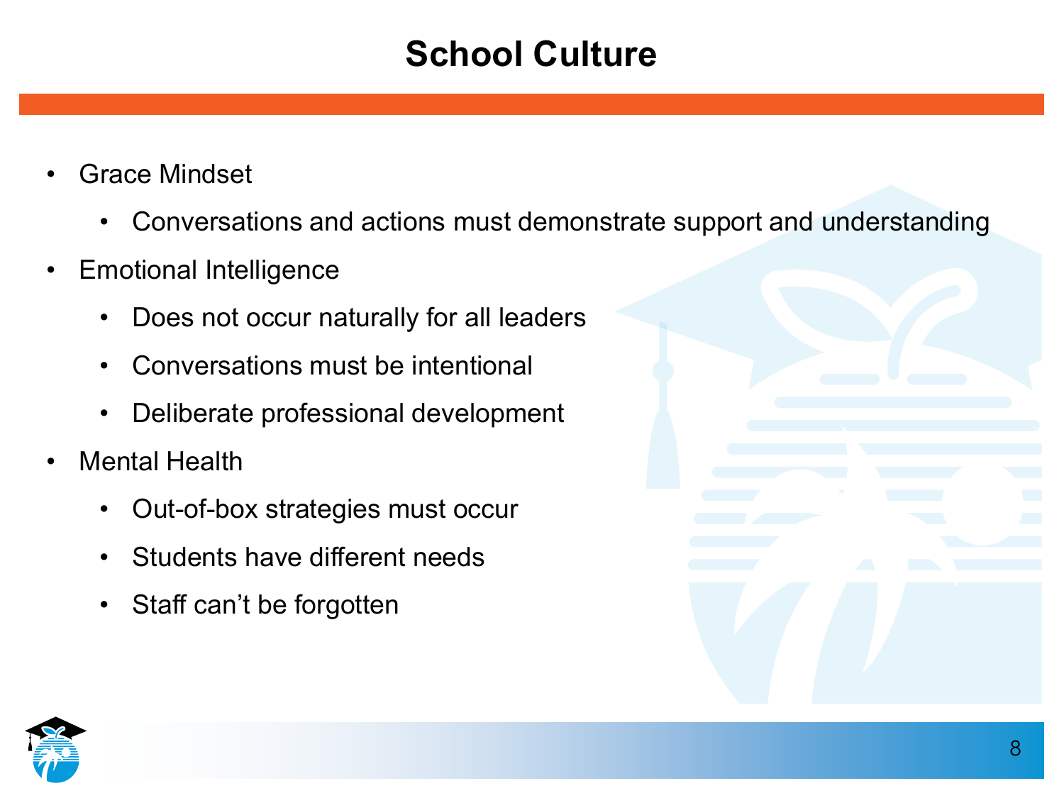# School Culture

- Grace Mindset
  - Conversations and actions must demonstrate support and understanding
- Emotional Intelligence
  - Does not occur naturally for all leaders
  - Conversations must be intentional
  - Deliberate professional development
- Mental Health
  - Out-of-box strategies must occur
  - Students have different needs
  - Staff can't be forgotten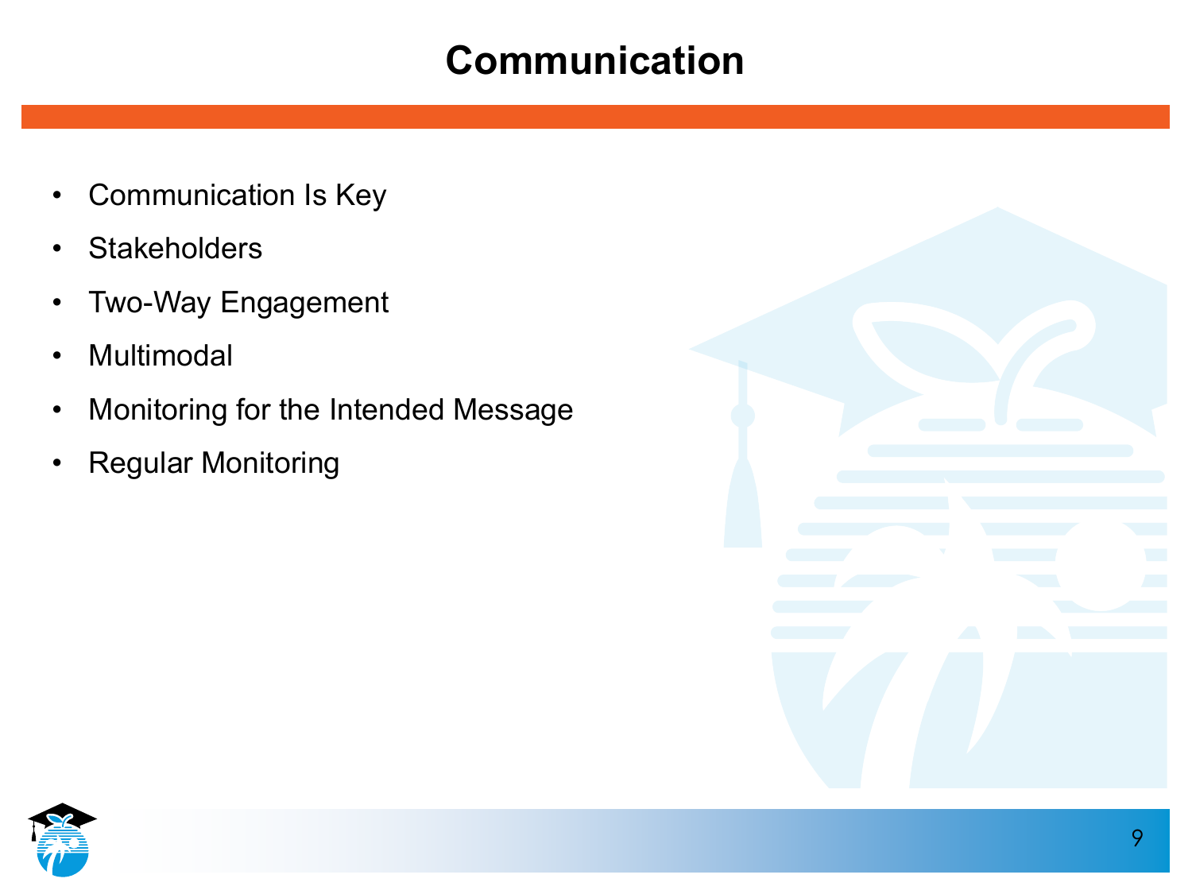# Communication

- Communication Is Key
- Stakeholders
- Two-Way Engagement
- Multimodal
- Monitoring for the Intended Message
- Regular Monitoring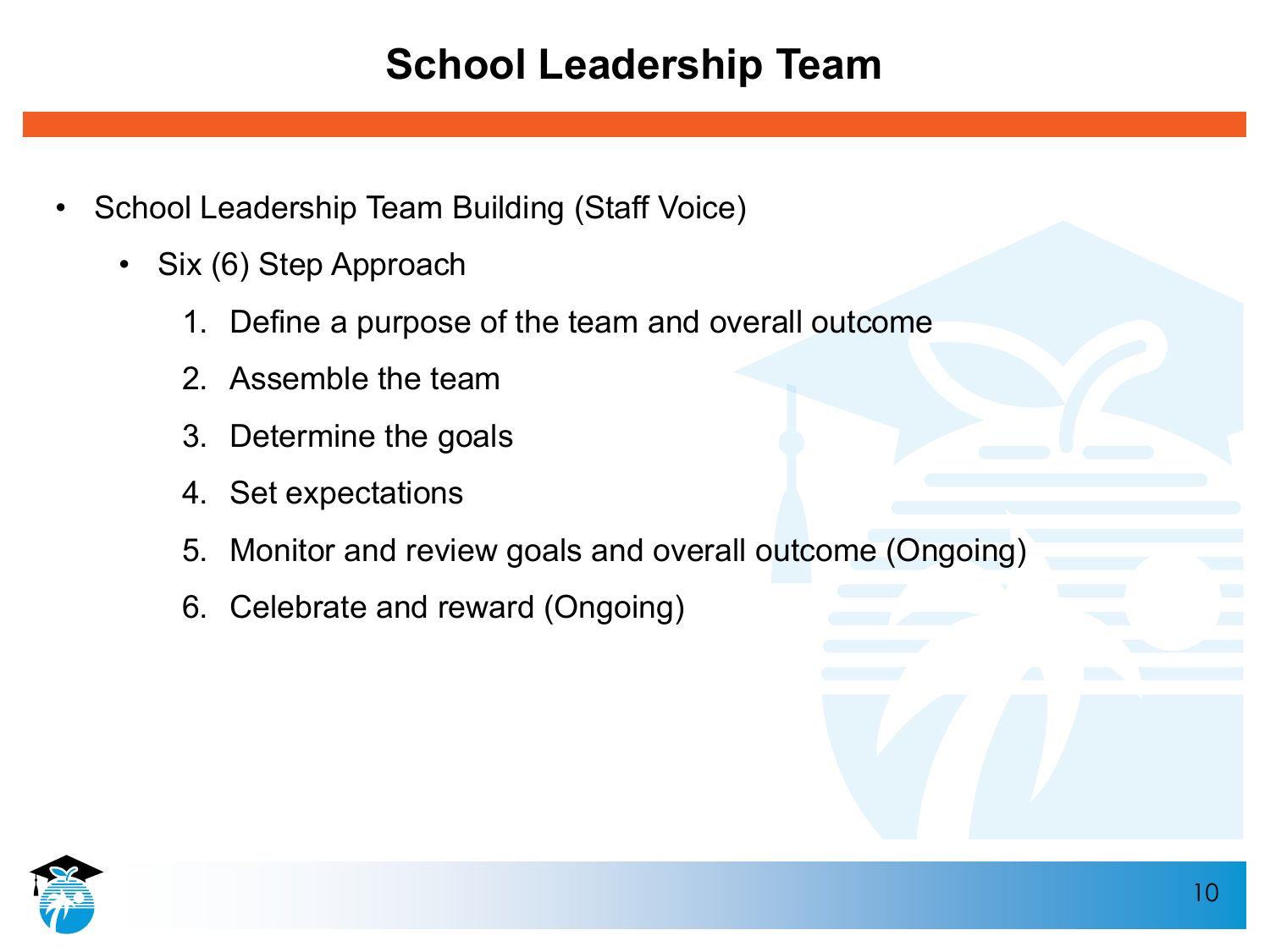# School Leadership Team

- School Leadership Team Building (Staff Voice)
  - Six (6) Step Approach
    1. Define a purpose of the team and overall outcome
    2. Assemble the team
    3. Determine the goals
    4. Set expectations
    5. Monitor and review goals and overall outcome (Ongoing)
    6. Celebrate and reward (Ongoing)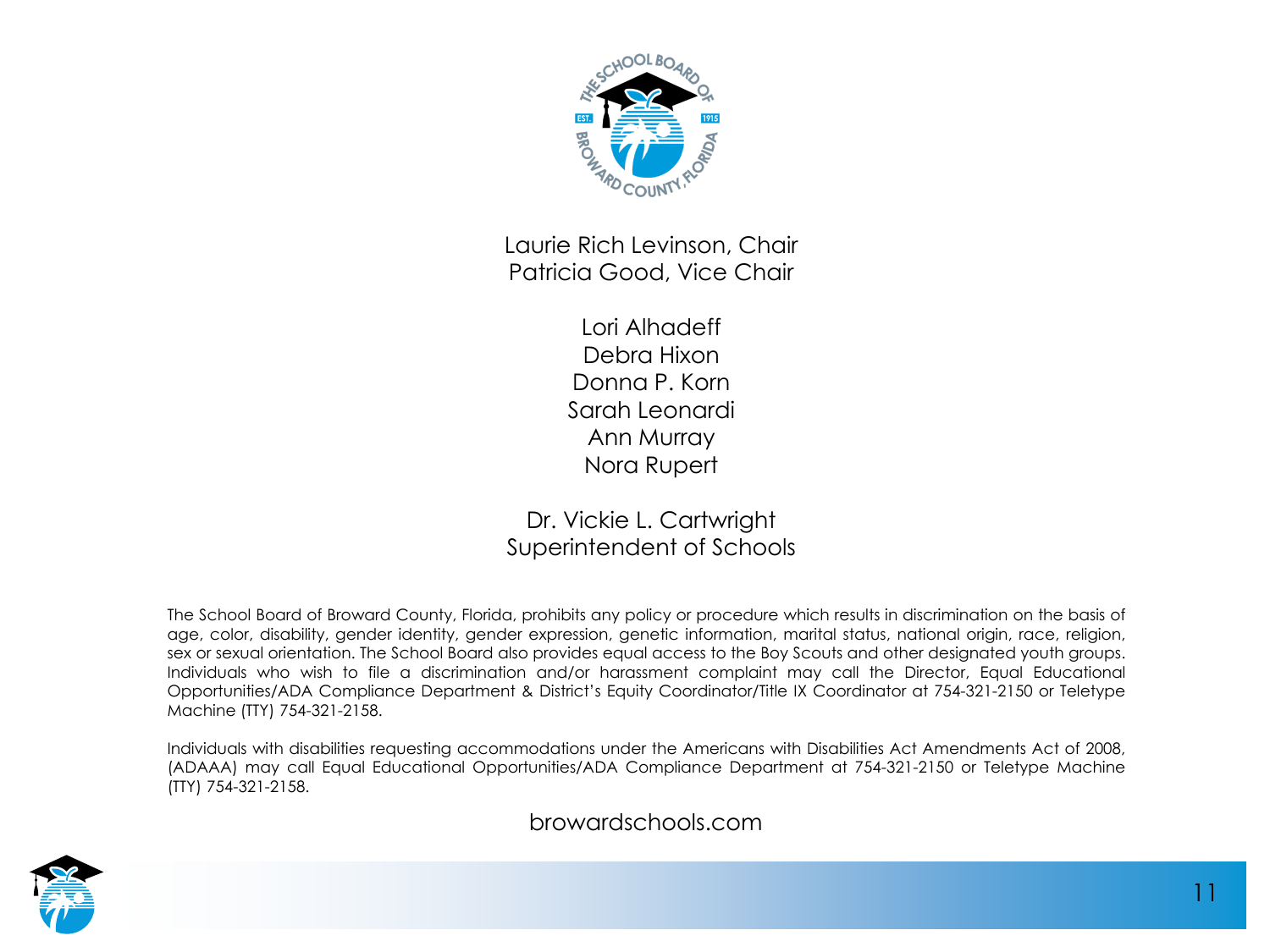Laurie Rich Levinson, Chair
Patricia Good, Vice Chair

Lori Alhadeff
Debra Hixon
Donna P. Korn
Sarah Leonardi
Ann Murray
Nora Rupert

Dr. Vickie L. Cartwright
Superintendent of Schools

The School Board of Broward County, Florida, prohibits any policy or procedure which results in discrimination on the basis of age, color, disability, gender identity, gender expression, genetic information, marital status, national origin, race, religion, sex or sexual orientation. The School Board also provides equal access to the Boy Scouts and other designated youth groups. Individuals who wish to file a discrimination and/or harassment complaint may call the Director, Equal Educational Opportunities/ADA Compliance Department & District's Equity Coordinator/Title IX Coordinator at 754-321-2150 or Teletype Machine (TTY) 754-321-2158.

Individuals with disabilities requesting accommodations under the Americans with Disabilities Act Amendments Act of 2008, (ADAAA) may call Equal Educational Opportunities/ADA Compliance Department at 754-321-2150 or Teletype Machine (TTY) 754-321-2158.

browardschools.com